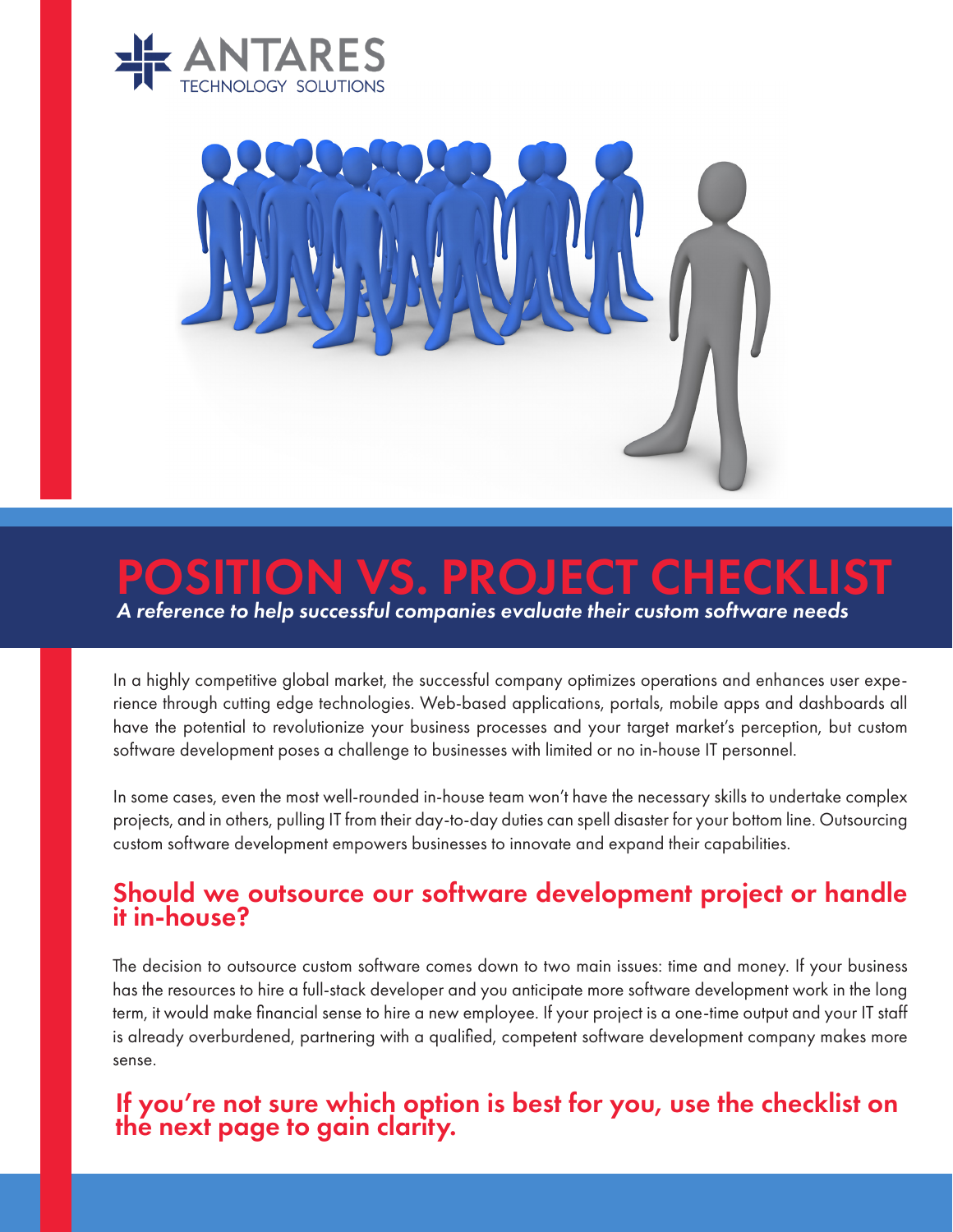ANTARES
TECHNOLOGY SOLUTIONS

# POSITION VS. PROJECT CHECKLIST

*A reference to help successful companies evaluate their custom software needs*

In a highly competitive global market, the successful company optimizes operations and enhances user experience through cutting edge technologies. Web-based applications, portals, mobile apps and dashboards all have the potential to revolutionize your business processes and your target market's perception, but custom software development poses a challenge to businesses with limited or no in-house IT personnel.

In some cases, even the most well-rounded in-house team won't have the necessary skills to undertake complex projects, and in others, pulling IT from their day-to-day duties can spell disaster for your bottom line. Outsourcing custom software development empowers businesses to innovate and expand their capabilities.

## Should we outsource our software development project or handle it in-house?

The decision to outsource custom software comes down to two main issues: time and money. If your business has the resources to hire a full-stack developer and you anticipate more software development work in the long term, it would make financial sense to hire a new employee. If your project is a one-time output and your IT staff is already overburdened, partnering with a qualified, competent software development company makes more sense.

## If you're not sure which option is best for you, use the checklist on the next page to gain clarity.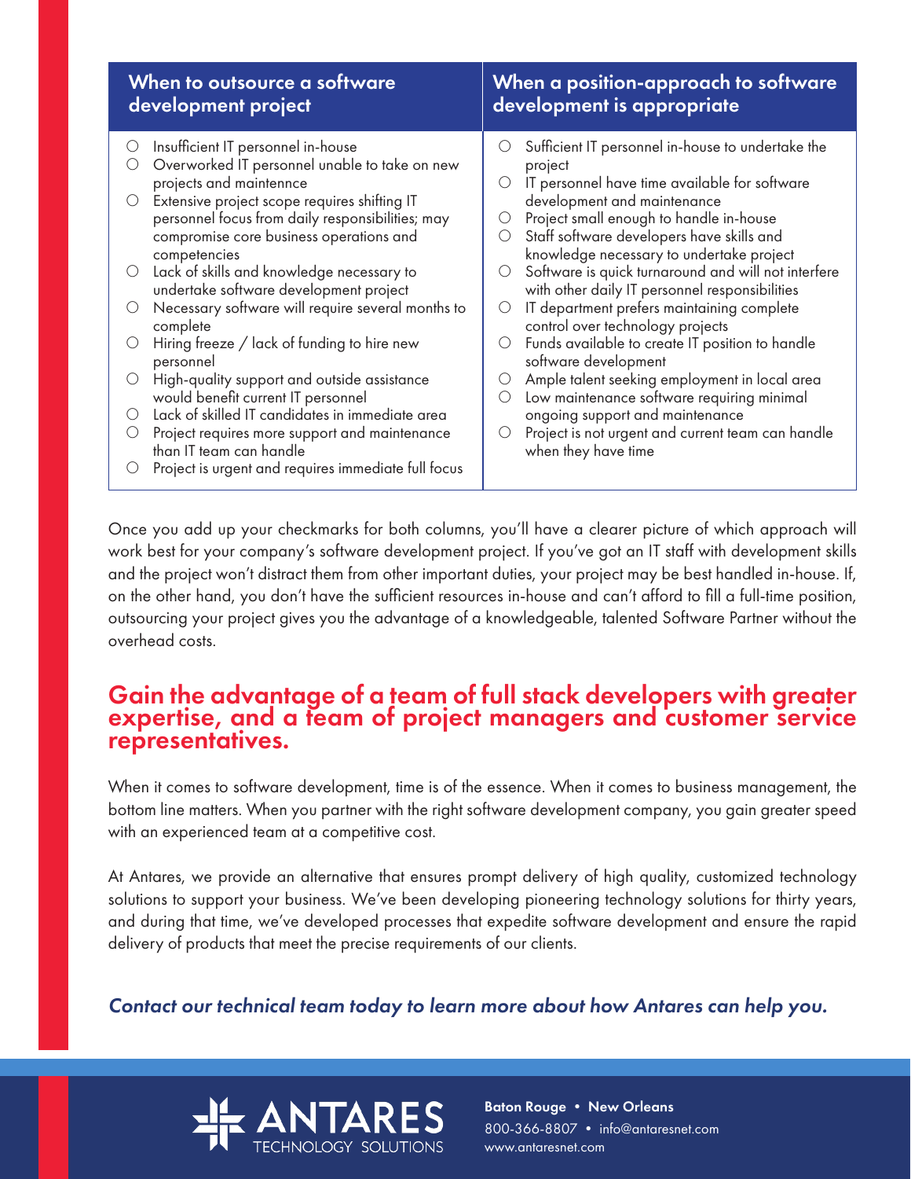| When to outsource a software development project | When a position-approach to software development is appropriate |
|---|---|
| ○ Insufficient IT personnel in-house<br>○ Overworked IT personnel unable to take on new projects and maintennce<br>○ Extensive project scope requires shifting IT personnel focus from daily responsibilities; may compromise core business operations and competencies<br>○ Lack of skills and knowledge necessary to undertake software development project<br>○ Necessary software will require several months to complete<br>○ Hiring freeze / lack of funding to hire new personnel<br>○ High-quality support and outside assistance would benefit current IT personnel<br>○ Lack of skilled IT candidates in immediate area<br>○ Project requires more support and maintenance than IT team can handle<br>○ Project is urgent and requires immediate full focus | ○ Sufficient IT personnel in-house to undertake the project<br>○ IT personnel have time available for software development and maintenance<br>○ Project small enough to handle in-house<br>○ Staff software developers have skills and knowledge necessary to undertake project<br>○ Software is quick turnaround and will not interfere with other daily IT personnel responsibilities<br>○ IT department prefers maintaining complete control over technology projects<br>○ Funds available to create IT position to handle software development<br>○ Ample talent seeking employment in local area<br>○ Low maintenance software requiring minimal ongoing support and maintenance<br>○ Project is not urgent and current team can handle when they have time |

Once you add up your checkmarks for both columns, you'll have a clearer picture of which approach will work best for your company's software development project. If you've got an IT staff with development skills and the project won't distract them from other important duties, your project may be best handled in-house. If, on the other hand, you don't have the sufficient resources in-house and can't afford to fill a full-time position, outsourcing your project gives you the advantage of a knowledgeable, talented Software Partner without the overhead costs.

## Gain the advantage of a team of full stack developers with greater expertise, and a team of project managers and customer service representatives.

When it comes to software development, time is of the essence. When it comes to business management, the bottom line matters. When you partner with the right software development company, you gain greater speed with an experienced team at a competitive cost.

At Antares, we provide an alternative that ensures prompt delivery of high quality, customized technology solutions to support your business. We've been developing pioneering technology solutions for thirty years, and during that time, we've developed processes that expedite software development and ensure the rapid delivery of products that meet the precise requirements of our clients.

***Contact our technical team today to learn more about how Antares can help you.***

ANTARES TECHNOLOGY SOLUTIONS

**Baton Rouge • New Orleans**
800-366-8807 • info@antaresnet.com
www.antaresnet.com